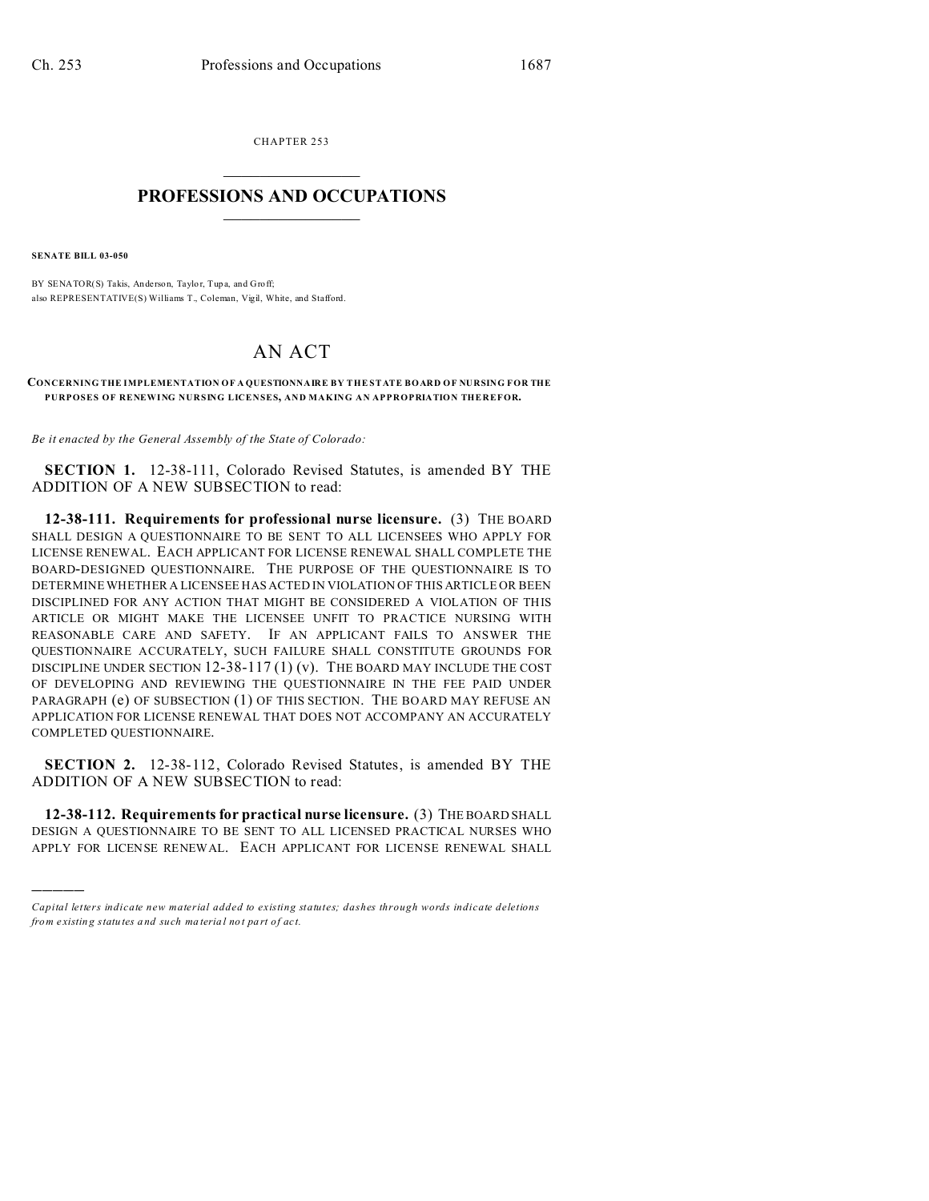CHAPTER 253

# PROFESSIONS AND OCCUPATIONS

**SENATE BILL 03-050**

BY SENATOR(S) Takis, Anderson, Taylor, Tupa, and Groff;
also REPRESENTATIVE(S) Williams T., Coleman, Vigil, White, and Stafford.

# AN ACT

**CONCERNING THE IMPLEMENTATION OF A QUESTIONNAIRE BY THE STATE BOARD OF NURSING FOR THE PURPOSES OF RENEWING NURSING LICENSES, AND MAKING AN APPROPRIATION THEREFOR.**

*Be it enacted by the General Assembly of the State of Colorado:*

**SECTION 1.** 12-38-111, Colorado Revised Statutes, is amended BY THE ADDITION OF A NEW SUBSECTION to read:

**12-38-111. Requirements for professional nurse licensure.** (3) THE BOARD SHALL DESIGN A QUESTIONNAIRE TO BE SENT TO ALL LICENSEES WHO APPLY FOR LICENSE RENEWAL. EACH APPLICANT FOR LICENSE RENEWAL SHALL COMPLETE THE BOARD-DESIGNED QUESTIONNAIRE. THE PURPOSE OF THE QUESTIONNAIRE IS TO DETERMINE WHETHER A LICENSEE HAS ACTED IN VIOLATION OF THIS ARTICLE OR BEEN DISCIPLINED FOR ANY ACTION THAT MIGHT BE CONSIDERED A VIOLATION OF THIS ARTICLE OR MIGHT MAKE THE LICENSEE UNFIT TO PRACTICE NURSING WITH REASONABLE CARE AND SAFETY. IF AN APPLICANT FAILS TO ANSWER THE QUESTIONNAIRE ACCURATELY, SUCH FAILURE SHALL CONSTITUTE GROUNDS FOR DISCIPLINE UNDER SECTION 12-38-117 (1) (v). THE BOARD MAY INCLUDE THE COST OF DEVELOPING AND REVIEWING THE QUESTIONNAIRE IN THE FEE PAID UNDER PARAGRAPH (e) OF SUBSECTION (1) OF THIS SECTION. THE BOARD MAY REFUSE AN APPLICATION FOR LICENSE RENEWAL THAT DOES NOT ACCOMPANY AN ACCURATELY COMPLETED QUESTIONNAIRE.

**SECTION 2.** 12-38-112, Colorado Revised Statutes, is amended BY THE ADDITION OF A NEW SUBSECTION to read:

**12-38-112. Requirements for practical nurse licensure.** (3) THE BOARD SHALL DESIGN A QUESTIONNAIRE TO BE SENT TO ALL LICENSED PRACTICAL NURSES WHO APPLY FOR LICENSE RENEWAL. EACH APPLICANT FOR LICENSE RENEWAL SHALL

---

*Capital letters indicate new material added to existing statutes; dashes through words indicate deletions from existing statutes and such material not part of act.*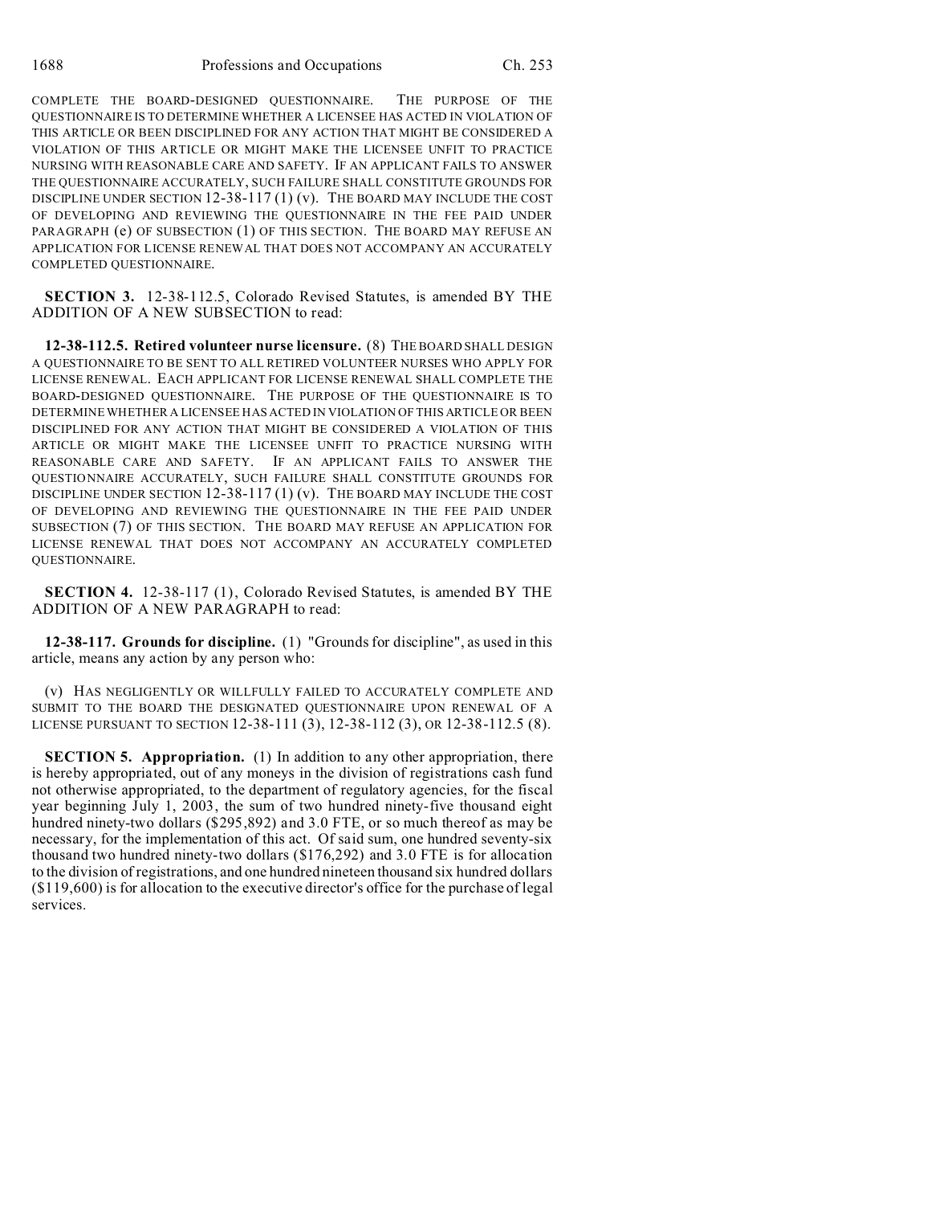COMPLETE THE BOARD-DESIGNED QUESTIONNAIRE. THE PURPOSE OF THE QUESTIONNAIRE IS TO DETERMINE WHETHER A LICENSEE HAS ACTED IN VIOLATION OF THIS ARTICLE OR BEEN DISCIPLINED FOR ANY ACTION THAT MIGHT BE CONSIDERED A VIOLATION OF THIS ARTICLE OR MIGHT MAKE THE LICENSEE UNFIT TO PRACTICE NURSING WITH REASONABLE CARE AND SAFETY. IF AN APPLICANT FAILS TO ANSWER THE QUESTIONNAIRE ACCURATELY, SUCH FAILURE SHALL CONSTITUTE GROUNDS FOR DISCIPLINE UNDER SECTION 12-38-117 (1) (v). THE BOARD MAY INCLUDE THE COST OF DEVELOPING AND REVIEWING THE QUESTIONNAIRE IN THE FEE PAID UNDER PARAGRAPH (e) OF SUBSECTION (1) OF THIS SECTION. THE BOARD MAY REFUSE AN APPLICATION FOR LICENSE RENEWAL THAT DOES NOT ACCOMPANY AN ACCURATELY COMPLETED QUESTIONNAIRE.

**SECTION 3.** 12-38-112.5, Colorado Revised Statutes, is amended BY THE ADDITION OF A NEW SUBSECTION to read:

**12-38-112.5. Retired volunteer nurse licensure.** (8) THE BOARD SHALL DESIGN A QUESTIONNAIRE TO BE SENT TO ALL RETIRED VOLUNTEER NURSES WHO APPLY FOR LICENSE RENEWAL. EACH APPLICANT FOR LICENSE RENEWAL SHALL COMPLETE THE BOARD-DESIGNED QUESTIONNAIRE. THE PURPOSE OF THE QUESTIONNAIRE IS TO DETERMINE WHETHER A LICENSEE HAS ACTED IN VIOLATION OF THIS ARTICLE OR BEEN DISCIPLINED FOR ANY ACTION THAT MIGHT BE CONSIDERED A VIOLATION OF THIS ARTICLE OR MIGHT MAKE THE LICENSEE UNFIT TO PRACTICE NURSING WITH REASONABLE CARE AND SAFETY. IF AN APPLICANT FAILS TO ANSWER THE QUESTIONNAIRE ACCURATELY, SUCH FAILURE SHALL CONSTITUTE GROUNDS FOR DISCIPLINE UNDER SECTION 12-38-117 (1) (v). THE BOARD MAY INCLUDE THE COST OF DEVELOPING AND REVIEWING THE QUESTIONNAIRE IN THE FEE PAID UNDER SUBSECTION (7) OF THIS SECTION. THE BOARD MAY REFUSE AN APPLICATION FOR LICENSE RENEWAL THAT DOES NOT ACCOMPANY AN ACCURATELY COMPLETED QUESTIONNAIRE.

**SECTION 4.** 12-38-117 (1), Colorado Revised Statutes, is amended BY THE ADDITION OF A NEW PARAGRAPH to read:

**12-38-117. Grounds for discipline.** (1) "Grounds for discipline", as used in this article, means any action by any person who:

(v) HAS NEGLIGENTLY OR WILLFULLY FAILED TO ACCURATELY COMPLETE AND SUBMIT TO THE BOARD THE DESIGNATED QUESTIONNAIRE UPON RENEWAL OF A LICENSE PURSUANT TO SECTION 12-38-111 (3), 12-38-112 (3), OR 12-38-112.5 (8).

**SECTION 5. Appropriation.** (1) In addition to any other appropriation, there is hereby appropriated, out of any moneys in the division of registrations cash fund not otherwise appropriated, to the department of regulatory agencies, for the fiscal year beginning July 1, 2003, the sum of two hundred ninety-five thousand eight hundred ninety-two dollars ($295,892) and 3.0 FTE, or so much thereof as may be necessary, for the implementation of this act. Of said sum, one hundred seventy-six thousand two hundred ninety-two dollars ($176,292) and 3.0 FTE is for allocation to the division of registrations, and one hundred nineteen thousand six hundred dollars ($119,600) is for allocation to the executive director's office for the purchase of legal services.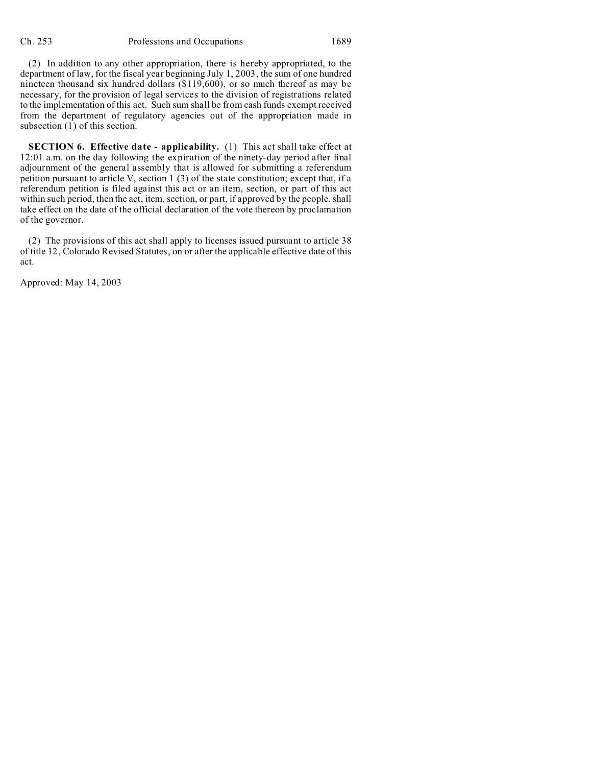(2) In addition to any other appropriation, there is hereby appropriated, to the department of law, for the fiscal year beginning July 1, 2003, the sum of one hundred nineteen thousand six hundred dollars ($119,600), or so much thereof as may be necessary, for the provision of legal services to the division of registrations related to the implementation of this act. Such sum shall be from cash funds exempt received from the department of regulatory agencies out of the appropriation made in subsection (1) of this section.

**SECTION 6. Effective date - applicability.** (1) This act shall take effect at 12:01 a.m. on the day following the expiration of the ninety-day period after final adjournment of the general assembly that is allowed for submitting a referendum petition pursuant to article V, section 1 (3) of the state constitution; except that, if a referendum petition is filed against this act or an item, section, or part of this act within such period, then the act, item, section, or part, if approved by the people, shall take effect on the date of the official declaration of the vote thereon by proclamation of the governor.

(2) The provisions of this act shall apply to licenses issued pursuant to article 38 of title 12, Colorado Revised Statutes, on or after the applicable effective date of this act.

Approved: May 14, 2003